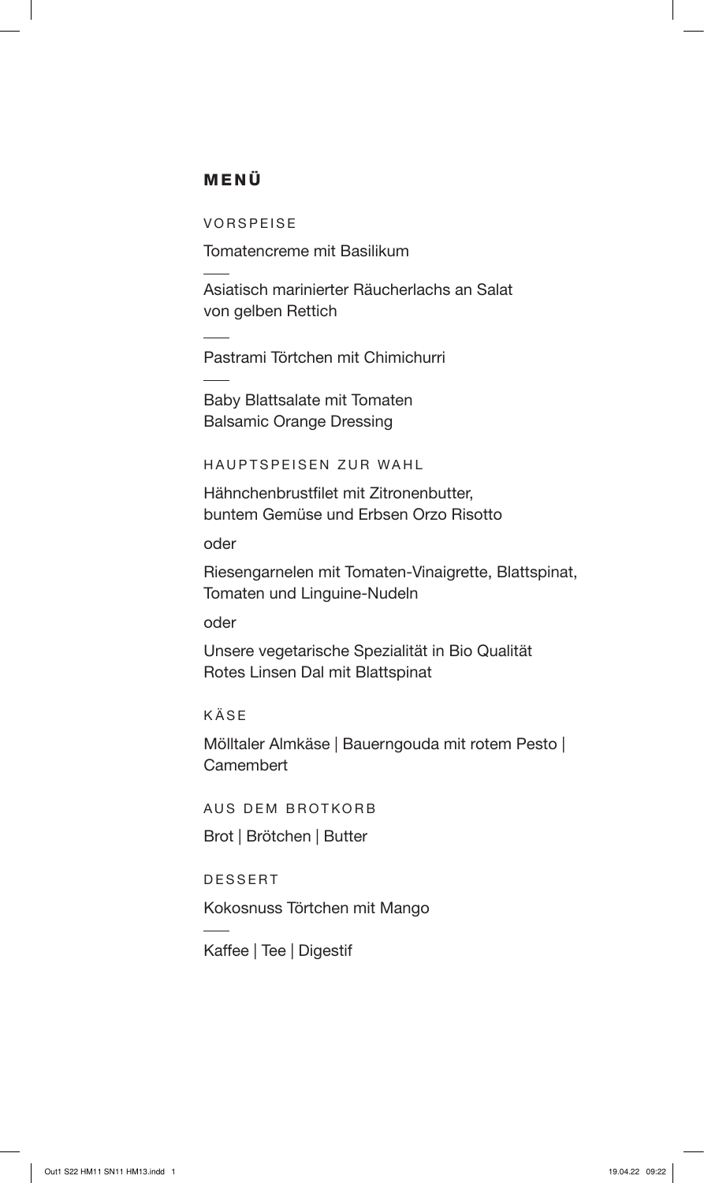# MENÜ

## VORSPEISE

Tomatencreme mit Basilikum

---

Asiatisch marinierter Räucherlachs an Salat
von gelben Rettich

---

Pastrami Törtchen mit Chimichurri

---

Baby Blattsalate mit Tomaten
Balsamic Orange Dressing

## HAUPTSPEISEN ZUR WAHL

Hähnchenbrustfilet mit Zitronenbutter,
buntem Gemüse und Erbsen Orzo Risotto

oder

Riesengarnelen mit Tomaten-Vinaigrette, Blattspinat,
Tomaten und Linguine-Nudeln

oder

Unsere vegetarische Spezialität in Bio Qualität
Rotes Linsen Dal mit Blattspinat

## KÄSE

Mölltaler Almkäse | Bauerngouda mit rotem Pesto |
Camembert

## AUS DEM BROTKORB

Brot | Brötchen | Butter

## DESSERT

Kokosnuss Törtchen mit Mango

---

Kaffee | Tee | Digestif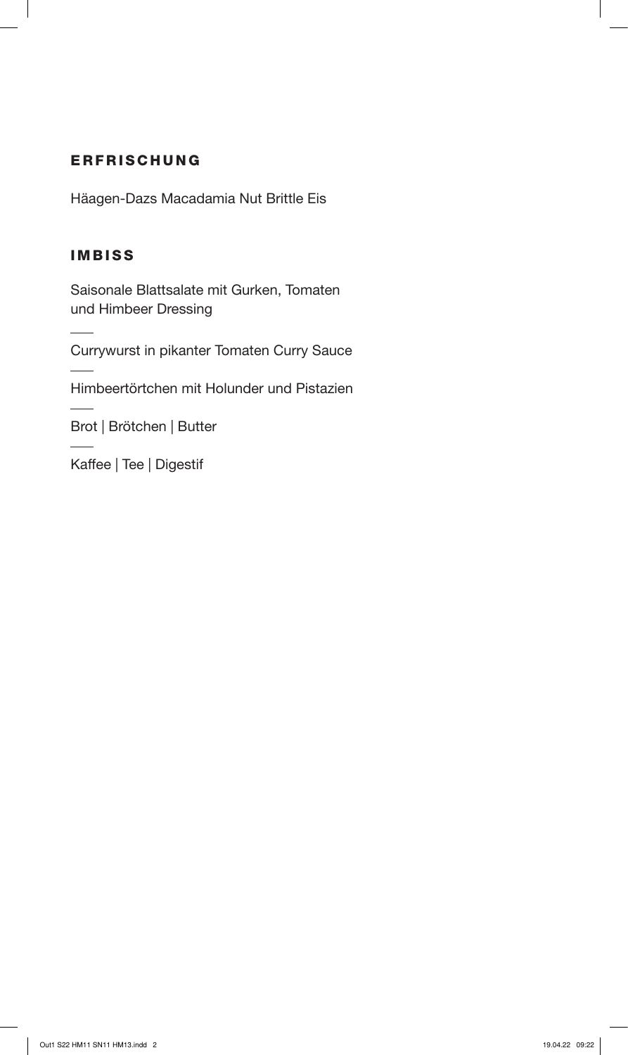## ERFRISCHUNG

Häagen-Dazs Macadamia Nut Brittle Eis

## IMBISS

Saisonale Blattsalate mit Gurken, Tomaten und Himbeer Dressing

---

Currywurst in pikanter Tomaten Curry Sauce

---

Himbeertörtchen mit Holunder und Pistazien

---

Brot | Brötchen | Butter

---

Kaffee | Tee | Digestif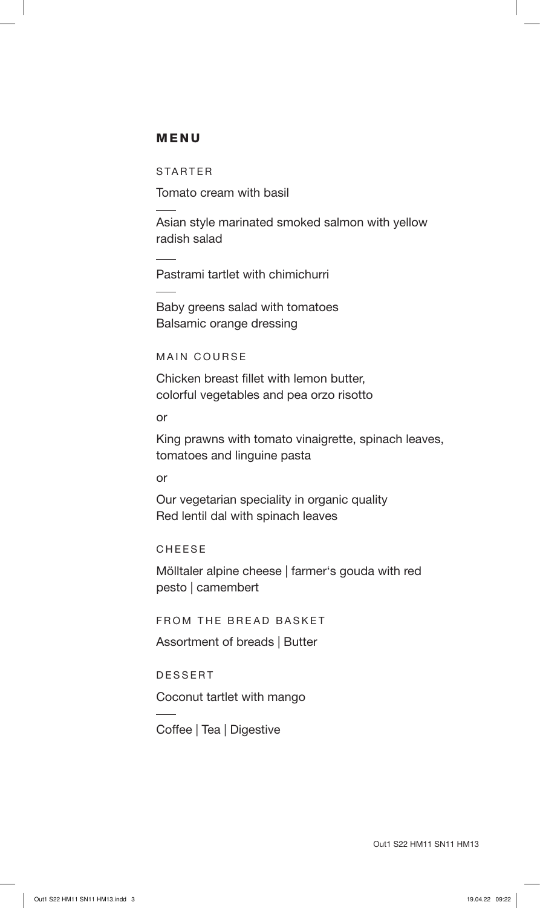## MENU

### STARTER

Tomato cream with basil

---

Asian style marinated smoked salmon with yellow radish salad

---

Pastrami tartlet with chimichurri

---

Baby greens salad with tomatoes
Balsamic orange dressing

### MAIN COURSE

Chicken breast fillet with lemon butter,
colorful vegetables and pea orzo risotto

or

King prawns with tomato vinaigrette, spinach leaves, tomatoes and linguine pasta

or

Our vegetarian speciality in organic quality
Red lentil dal with spinach leaves

### CHEESE

Mölltaler alpine cheese | farmer's gouda with red pesto | camembert

### FROM THE BREAD BASKET

Assortment of breads | Butter

### DESSERT

Coconut tartlet with mango

---

Coffee | Tea | Digestive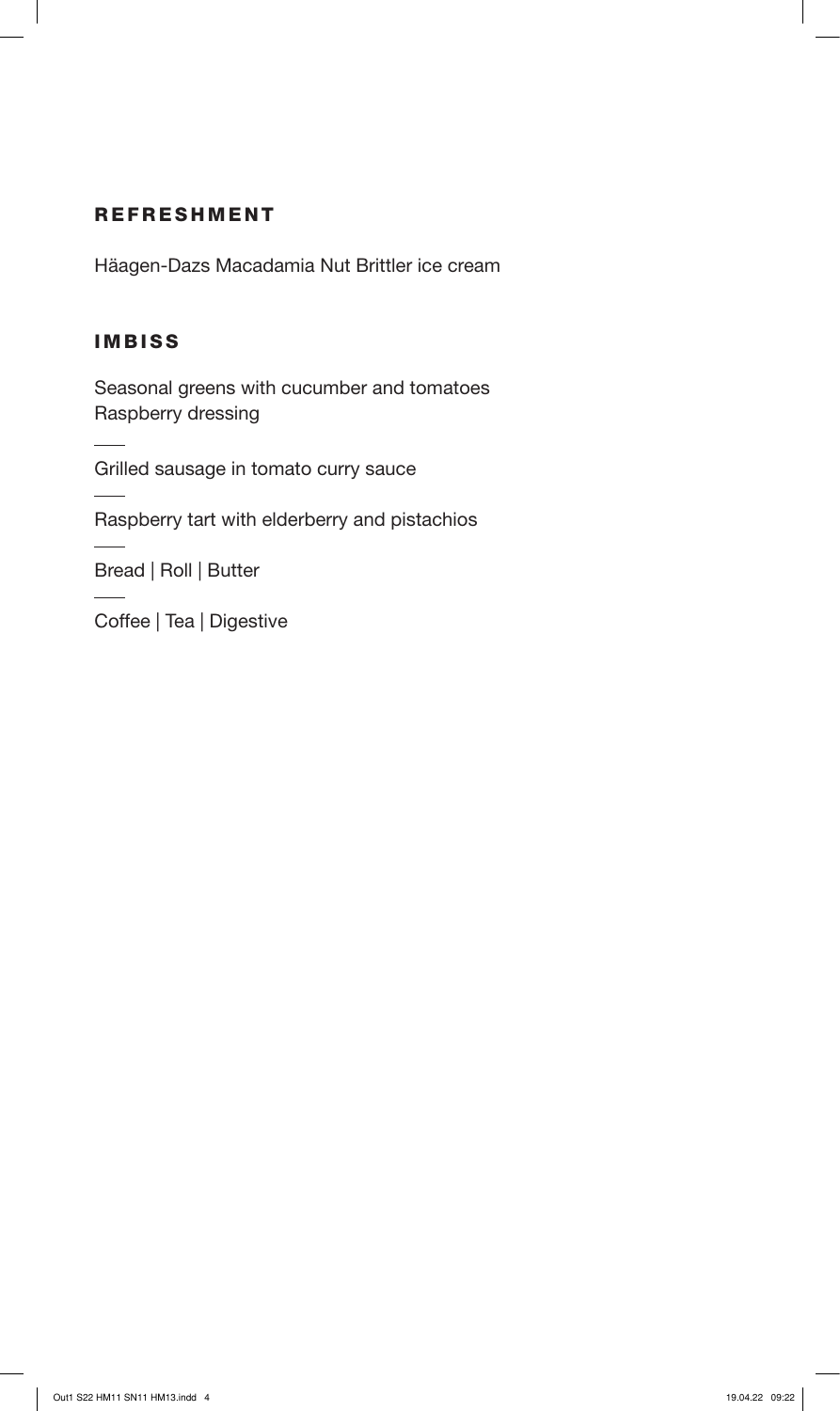## REFRESHMENT

Häagen-Dazs Macadamia Nut Brittler ice cream

## IMBISS

Seasonal greens with cucumber and tomatoes
Raspberry dressing

---

Grilled sausage in tomato curry sauce

---

Raspberry tart with elderberry and pistachios

---

Bread | Roll | Butter

---

Coffee | Tea | Digestive